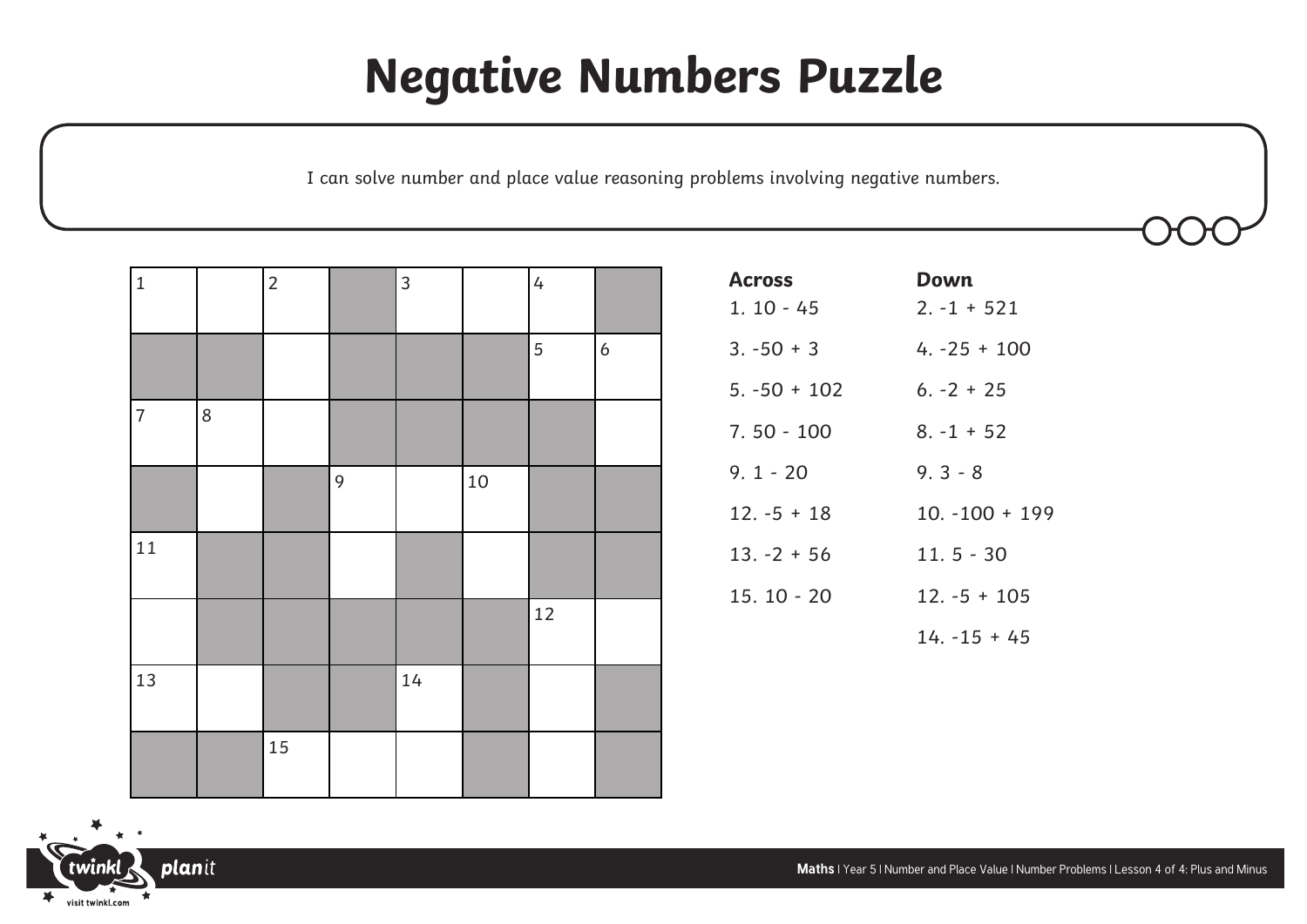# Negative Numbers Puzzle

I can solve number and place value reasoning problems involving negative numbers.

| 1 |   | 2 | ■ | 3 |   | 4 | ■ |
|---|---|---|---|---|---|---|---|
| ■ | ■ |   | ■ | ■ | ■ | 5 | 6 |
| 7 | 8 |   | ■ | ■ | ■ | ■ |   |
| ■ |   | ■ | 9 |   | 10 | ■ | ■ |
| 11 | ■ | ■ |   | ■ |   | ■ | ■ |
|   | ■ | ■ | ■ | ■ | ■ | 12 |   |
| 13 |   | ■ | ■ | 14 | ■ |   | ■ |
| ■ | ■ | 15 |   |   | ■ |   | ■ |

**Across**

1. 10 - 45
3. -50 + 3
5. -50 + 102
7. 50 - 100
9. 1 - 20
12. -5 + 18
13. -2 + 56
15. 10 - 20

**Down**

2. -1 + 521
4. -25 + 100
6. -2 + 25
8. -1 + 52
9. 3 - 8
10. -100 + 199
11. 5 - 30
12. -5 + 105
14. -15 + 45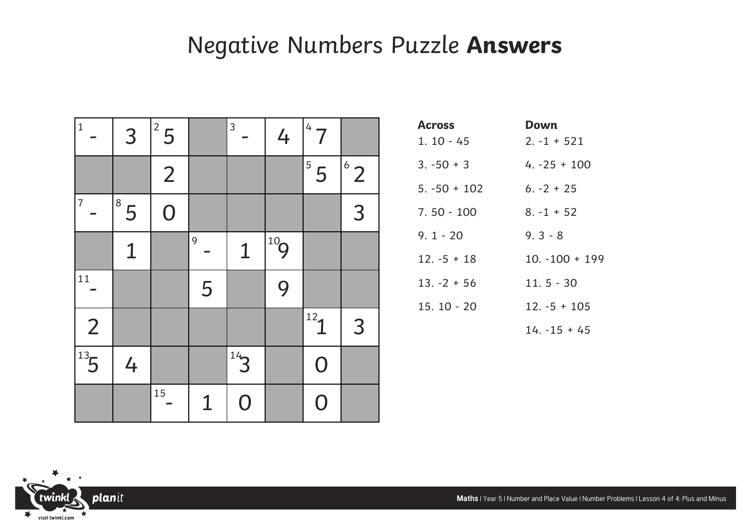# Negative Numbers Puzzle **Answers**

| | | | | | | | |
|---|---|---|---|---|---|---|---|
| 1 - | 3 | 2 5 | | 3 - | 4 | 4 7 | |
| | | 2 | | | | 5 5 | 6 2 |
| 7 - | 8 5 | 0 | | | | | 3 |
| | 1 | | 9 - | 1 | 10 9 | | |
| 11 - | | | 5 | | 9 | | |
| 2 | | | | | | 12 1 | 3 |
| 13 5 | 4 | | | 14 3 | | 0 | |
| | | 15 - | 1 | 0 | | 0 | |

**Across**

1. 10 - 45
3. -50 + 3
5. -50 + 102
7. 50 - 100
9. 1 - 20
12. -5 + 18
13. -2 + 56
15. 10 - 20

**Down**

2. -1 + 521
4. -25 + 100
6. -2 + 25
8. -1 + 52
9. 3 - 8
10. -100 + 199
11. 5 - 30
12. -5 + 105
14. -15 + 45